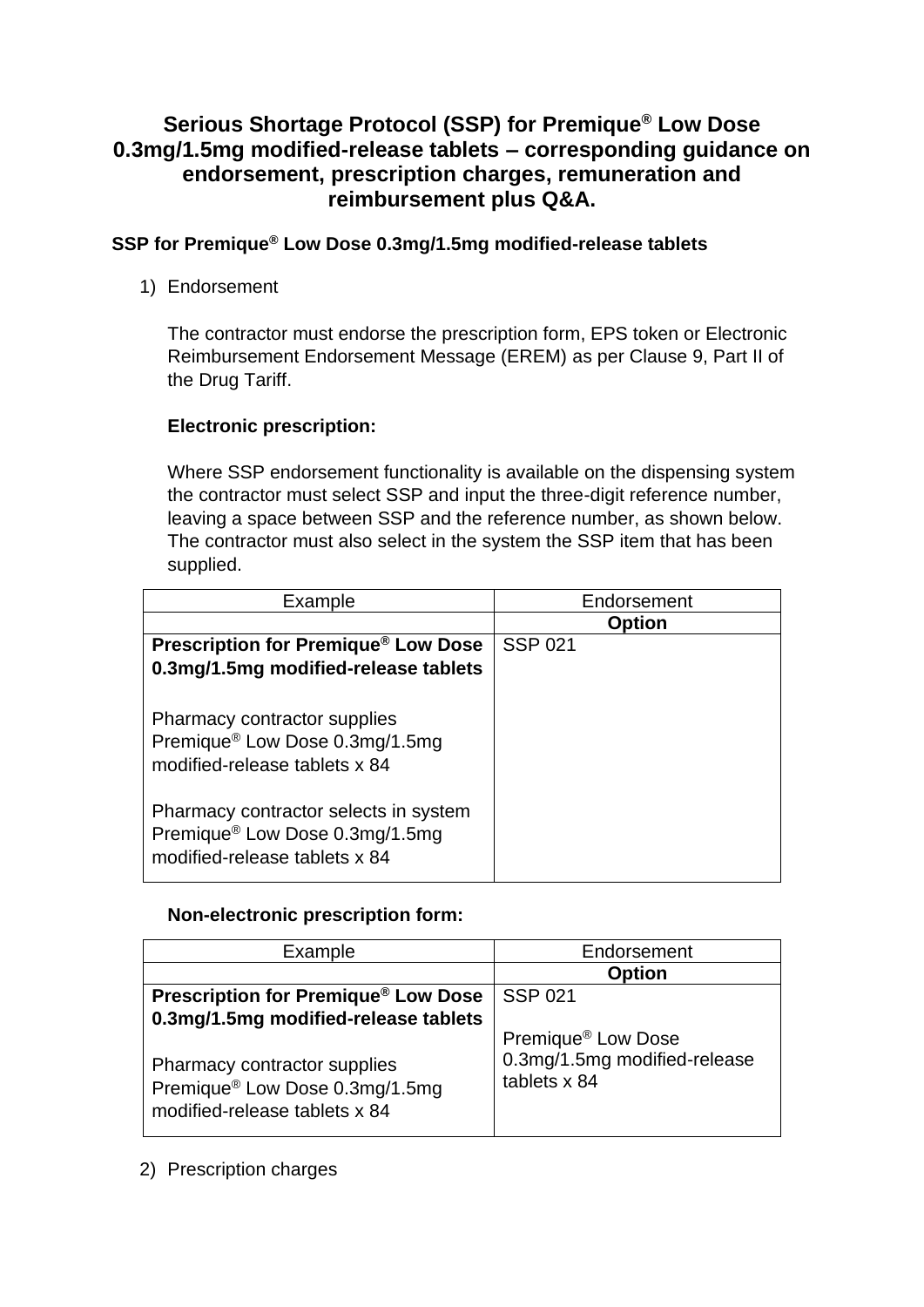# Serious Shortage Protocol (SSP) for Premique® Low Dose 0.3mg/1.5mg modified-release tablets – corresponding guidance on endorsement, prescription charges, remuneration and reimbursement plus Q&A.

## SSP for Premique® Low Dose 0.3mg/1.5mg modified-release tablets

1) Endorsement

The contractor must endorse the prescription form, EPS token or Electronic Reimbursement Endorsement Message (EREM) as per Clause 9, Part II of the Drug Tariff.

**Electronic prescription:**

Where SSP endorsement functionality is available on the dispensing system the contractor must select SSP and input the three-digit reference number, leaving a space between SSP and the reference number, as shown below. The contractor must also select in the system the SSP item that has been supplied.

| Example | Endorsement |
|---|---|
| | **Option** |
| **Prescription for Premique® Low Dose 0.3mg/1.5mg modified-release tablets**<br><br>Pharmacy contractor supplies Premique® Low Dose 0.3mg/1.5mg modified-release tablets x 84<br><br>Pharmacy contractor selects in system Premique® Low Dose 0.3mg/1.5mg modified-release tablets x 84 | SSP 021 |

**Non-electronic prescription form:**

| Example | Endorsement |
|---|---|
| | **Option** |
| **Prescription for Premique® Low Dose 0.3mg/1.5mg modified-release tablets**<br><br>Pharmacy contractor supplies Premique® Low Dose 0.3mg/1.5mg modified-release tablets x 84 | SSP 021<br><br>Premique® Low Dose 0.3mg/1.5mg modified-release tablets x 84 |

2) Prescription charges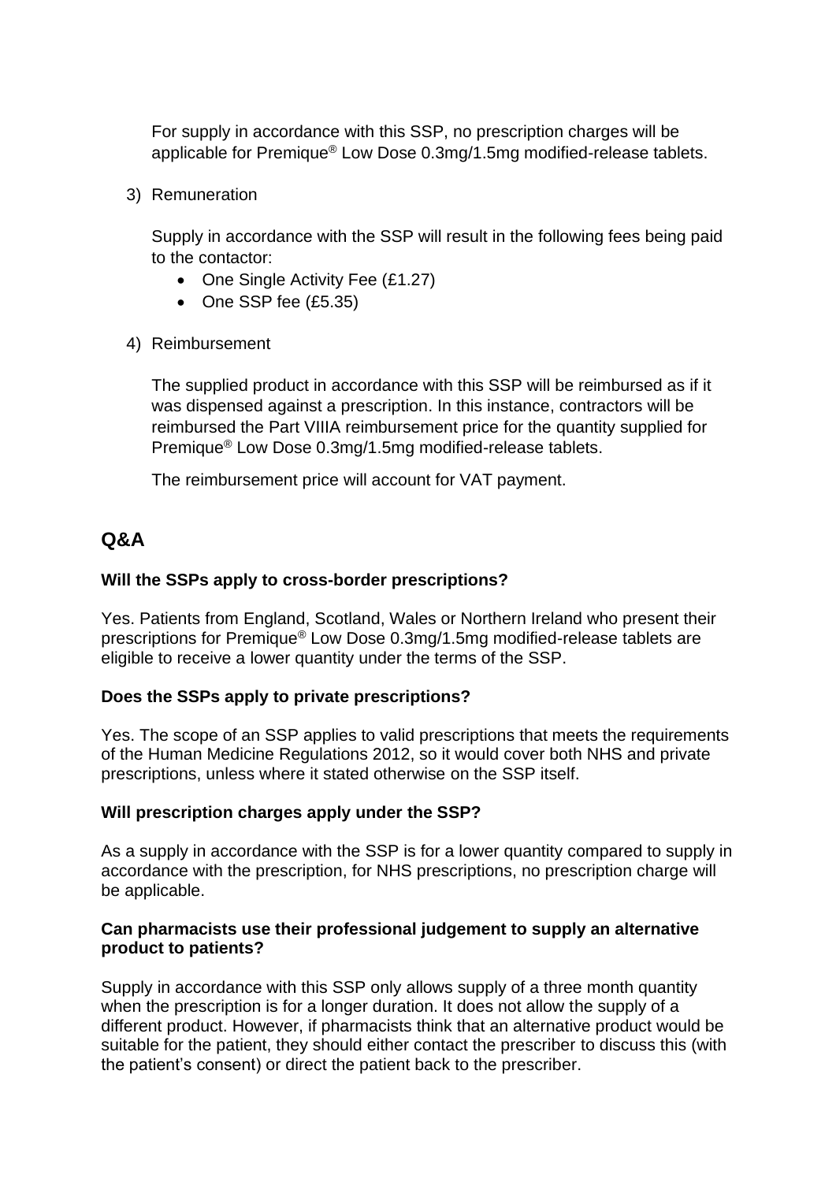For supply in accordance with this SSP, no prescription charges will be applicable for Premique® Low Dose 0.3mg/1.5mg modified-release tablets.

3) Remuneration

   Supply in accordance with the SSP will result in the following fees being paid to the contactor:

   - One Single Activity Fee (£1.27)
   - One SSP fee (£5.35)

4) Reimbursement

   The supplied product in accordance with this SSP will be reimbursed as if it was dispensed against a prescription. In this instance, contractors will be reimbursed the Part VIIIA reimbursement price for the quantity supplied for Premique® Low Dose 0.3mg/1.5mg modified-release tablets.

   The reimbursement price will account for VAT payment.

## Q&A

**Will the SSPs apply to cross-border prescriptions?**

Yes. Patients from England, Scotland, Wales or Northern Ireland who present their prescriptions for Premique® Low Dose 0.3mg/1.5mg modified-release tablets are eligible to receive a lower quantity under the terms of the SSP.

**Does the SSPs apply to private prescriptions?**

Yes. The scope of an SSP applies to valid prescriptions that meets the requirements of the Human Medicine Regulations 2012, so it would cover both NHS and private prescriptions, unless where it stated otherwise on the SSP itself.

**Will prescription charges apply under the SSP?**

As a supply in accordance with the SSP is for a lower quantity compared to supply in accordance with the prescription, for NHS prescriptions, no prescription charge will be applicable.

**Can pharmacists use their professional judgement to supply an alternative product to patients?**

Supply in accordance with this SSP only allows supply of a three month quantity when the prescription is for a longer duration. It does not allow the supply of a different product. However, if pharmacists think that an alternative product would be suitable for the patient, they should either contact the prescriber to discuss this (with the patient's consent) or direct the patient back to the prescriber.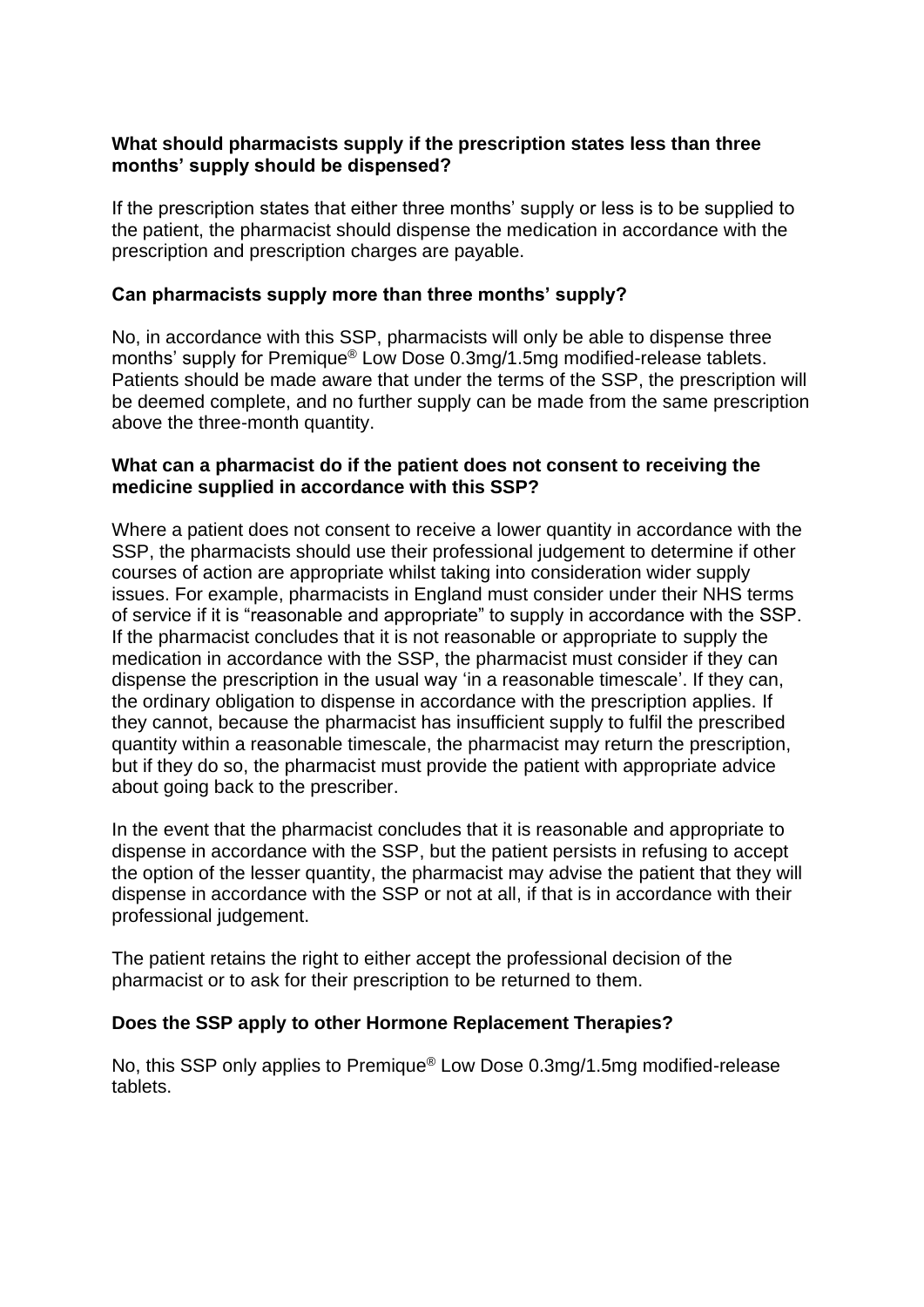**What should pharmacists supply if the prescription states less than three months' supply should be dispensed?**

If the prescription states that either three months' supply or less is to be supplied to the patient, the pharmacist should dispense the medication in accordance with the prescription and prescription charges are payable.

**Can pharmacists supply more than three months' supply?**

No, in accordance with this SSP, pharmacists will only be able to dispense three months' supply for Premique® Low Dose 0.3mg/1.5mg modified-release tablets. Patients should be made aware that under the terms of the SSP, the prescription will be deemed complete, and no further supply can be made from the same prescription above the three-month quantity.

**What can a pharmacist do if the patient does not consent to receiving the medicine supplied in accordance with this SSP?**

Where a patient does not consent to receive a lower quantity in accordance with the SSP, the pharmacists should use their professional judgement to determine if other courses of action are appropriate whilst taking into consideration wider supply issues. For example, pharmacists in England must consider under their NHS terms of service if it is "reasonable and appropriate" to supply in accordance with the SSP. If the pharmacist concludes that it is not reasonable or appropriate to supply the medication in accordance with the SSP, the pharmacist must consider if they can dispense the prescription in the usual way 'in a reasonable timescale'. If they can, the ordinary obligation to dispense in accordance with the prescription applies. If they cannot, because the pharmacist has insufficient supply to fulfil the prescribed quantity within a reasonable timescale, the pharmacist may return the prescription, but if they do so, the pharmacist must provide the patient with appropriate advice about going back to the prescriber.

In the event that the pharmacist concludes that it is reasonable and appropriate to dispense in accordance with the SSP, but the patient persists in refusing to accept the option of the lesser quantity, the pharmacist may advise the patient that they will dispense in accordance with the SSP or not at all, if that is in accordance with their professional judgement.

The patient retains the right to either accept the professional decision of the pharmacist or to ask for their prescription to be returned to them.

**Does the SSP apply to other Hormone Replacement Therapies?**

No, this SSP only applies to Premique® Low Dose 0.3mg/1.5mg modified-release tablets.